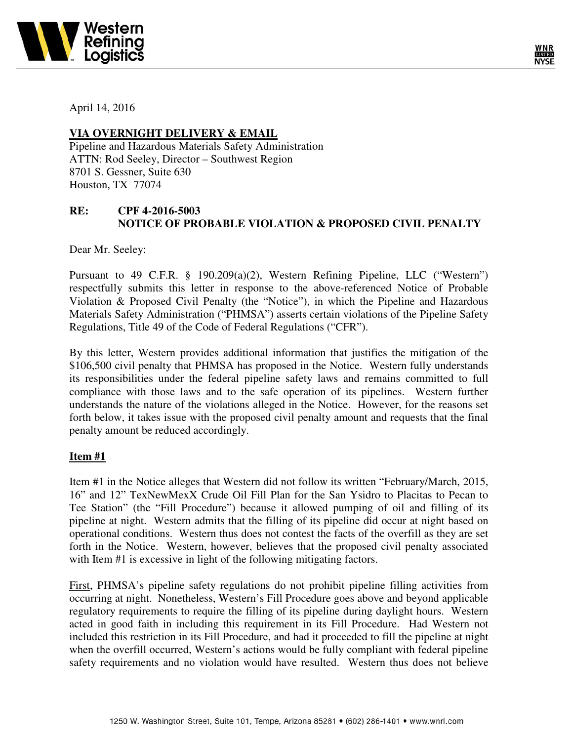April 14, 2016

**VIA OVERNIGHT DELIVERY & EMAIL**
Pipeline and Hazardous Materials Safety Administration
ATTN: Rod Seeley, Director – Southwest Region
8701 S. Gessner, Suite 630
Houston, TX 77074

**RE: CPF 4-2016-5003**
**NOTICE OF PROBABLE VIOLATION & PROPOSED CIVIL PENALTY**

Dear Mr. Seeley:

Pursuant to 49 C.F.R. § 190.209(a)(2), Western Refining Pipeline, LLC ("Western") respectfully submits this letter in response to the above-referenced Notice of Probable Violation & Proposed Civil Penalty (the "Notice"), in which the Pipeline and Hazardous Materials Safety Administration ("PHMSA") asserts certain violations of the Pipeline Safety Regulations, Title 49 of the Code of Federal Regulations ("CFR").

By this letter, Western provides additional information that justifies the mitigation of the $106,500 civil penalty that PHMSA has proposed in the Notice. Western fully understands its responsibilities under the federal pipeline safety laws and remains committed to full compliance with those laws and to the safe operation of its pipelines. Western further understands the nature of the violations alleged in the Notice. However, for the reasons set forth below, it takes issue with the proposed civil penalty amount and requests that the final penalty amount be reduced accordingly.

**Item #1**

Item #1 in the Notice alleges that Western did not follow its written "February/March, 2015, 16" and 12" TexNewMexX Crude Oil Fill Plan for the San Ysidro to Placitas to Pecan to Tee Station" (the "Fill Procedure") because it allowed pumping of oil and filling of its pipeline at night. Western admits that the filling of its pipeline did occur at night based on operational conditions. Western thus does not contest the facts of the overfill as they are set forth in the Notice. Western, however, believes that the proposed civil penalty associated with Item #1 is excessive in light of the following mitigating factors.

First, PHMSA's pipeline safety regulations do not prohibit pipeline filling activities from occurring at night. Nonetheless, Western's Fill Procedure goes above and beyond applicable regulatory requirements to require the filling of its pipeline during daylight hours. Western acted in good faith in including this requirement in its Fill Procedure. Had Western not included this restriction in its Fill Procedure, and had it proceeded to fill the pipeline at night when the overfill occurred, Western's actions would be fully compliant with federal pipeline safety requirements and no violation would have resulted. Western thus does not believe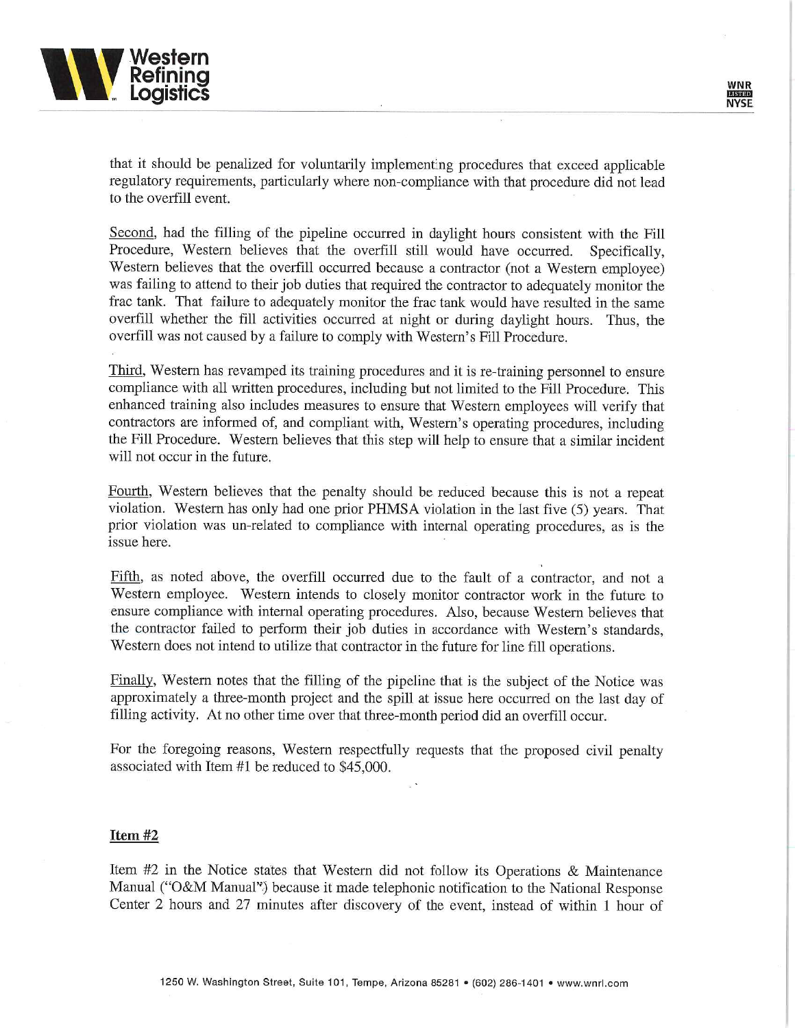that it should be penalized for voluntarily implementing procedures that exceed applicable regulatory requirements, particularly where non-compliance with that procedure did not lead to the overfill event.

Second, had the filling of the pipeline occurred in daylight hours consistent with the Fill Procedure, Western believes that the overfill still would have occurred. Specifically, Western believes that the overfill occurred because a contractor (not a Western employee) was failing to attend to their job duties that required the contractor to adequately monitor the frac tank. That failure to adequately monitor the frac tank would have resulted in the same overfill whether the fill activities occurred at night or during daylight hours. Thus, the overfill was not caused by a failure to comply with Western's Fill Procedure.

Third, Western has revamped its training procedures and it is re-training personnel to ensure compliance with all written procedures, including but not limited to the Fill Procedure. This enhanced training also includes measures to ensure that Western employees will verify that contractors are informed of, and compliant with, Western's operating procedures, including the Fill Procedure. Western believes that this step will help to ensure that a similar incident will not occur in the future.

Fourth, Western believes that the penalty should be reduced because this is not a repeat violation. Western has only had one prior PHMSA violation in the last five (5) years. That prior violation was un-related to compliance with internal operating procedures, as is the issue here.

Fifth, as noted above, the overfill occurred due to the fault of a contractor, and not a Western employee. Western intends to closely monitor contractor work in the future to ensure compliance with internal operating procedures. Also, because Western believes that the contractor failed to perform their job duties in accordance with Western's standards, Western does not intend to utilize that contractor in the future for line fill operations.

Finally, Western notes that the filling of the pipeline that is the subject of the Notice was approximately a three-month project and the spill at issue here occurred on the last day of filling activity. At no other time over that three-month period did an overfill occur.

For the foregoing reasons, Western respectfully requests that the proposed civil penalty associated with Item #1 be reduced to $45,000.

**Item #2**

Item #2 in the Notice states that Western did not follow its Operations & Maintenance Manual ("O&M Manual") because it made telephonic notification to the National Response Center 2 hours and 27 minutes after discovery of the event, instead of within 1 hour of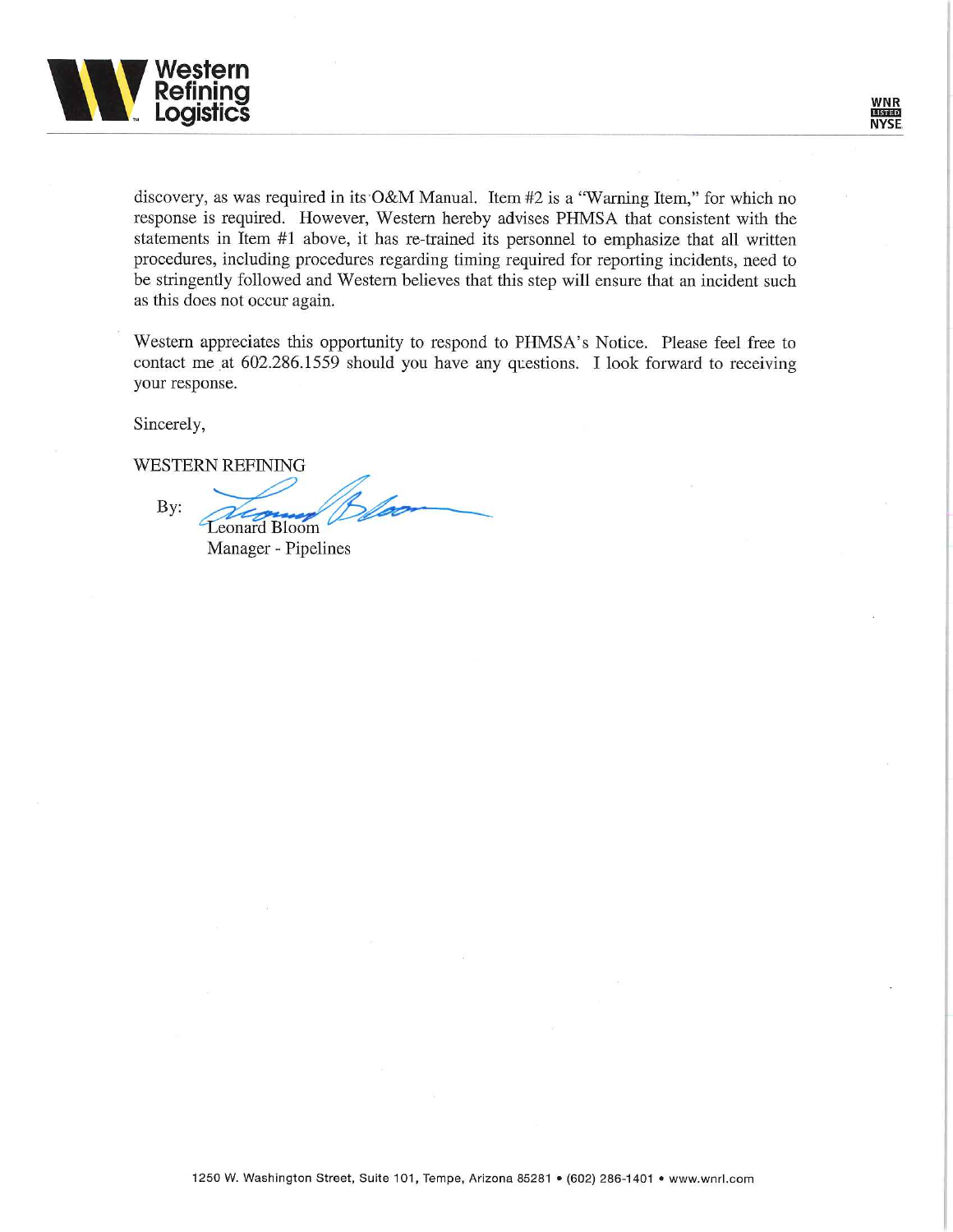discovery, as was required in its O&M Manual. Item #2 is a "Warning Item," for which no response is required. However, Western hereby advises PHMSA that consistent with the statements in Item #1 above, it has re-trained its personnel to emphasize that all written procedures, including procedures regarding timing required for reporting incidents, need to be stringently followed and Western believes that this step will ensure that an incident such as this does not occur again.

Western appreciates this opportunity to respond to PHMSA's Notice. Please feel free to contact me at 602.286.1559 should you have any questions. I look forward to receiving your response.

Sincerely,

WESTERN REFINING

By: Leonard Bloom
Manager - Pipelines

1250 W. Washington Street, Suite 101, Tempe, Arizona 85281 • (602) 286-1401 • www.wnrl.com